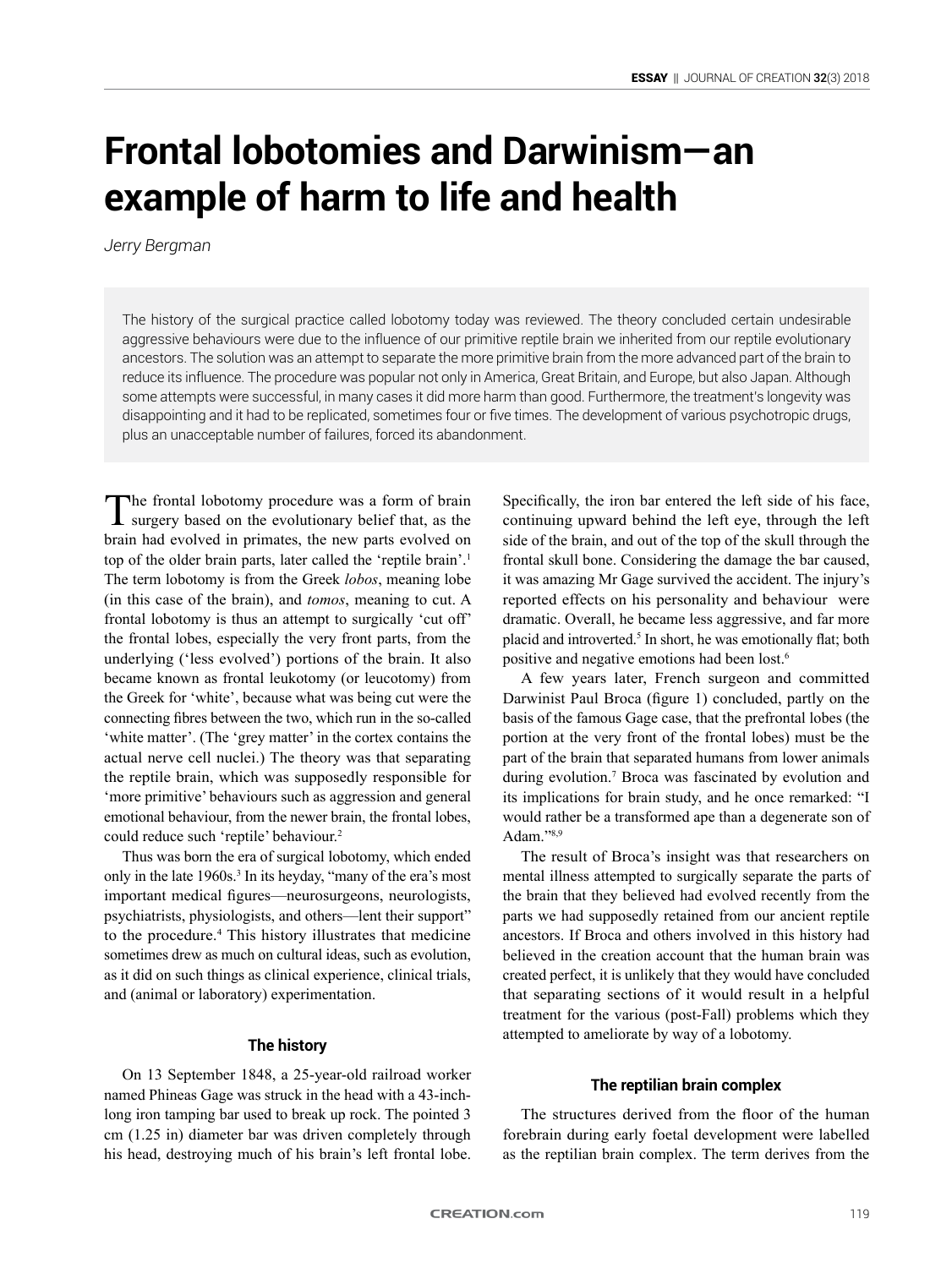# Frontal lobotomies and Darwinism—an example of harm to life and health

*Jerry Bergman*

The history of the surgical practice called lobotomy today was reviewed. The theory concluded certain undesirable aggressive behaviours were due to the influence of our primitive reptile brain we inherited from our reptile evolutionary ancestors. The solution was an attempt to separate the more primitive brain from the more advanced part of the brain to reduce its influence. The procedure was popular not only in America, Great Britain, and Europe, but also Japan. Although some attempts were successful, in many cases it did more harm than good. Furthermore, the treatment's longevity was disappointing and it had to be replicated, sometimes four or five times. The development of various psychotropic drugs, plus an unacceptable number of failures, forced its abandonment.

The frontal lobotomy procedure was a form of brain surgery based on the evolutionary belief that, as the brain had evolved in primates, the new parts evolved on top of the older brain parts, later called the 'reptile brain'.[1] The term lobotomy is from the Greek *lobos*, meaning lobe (in this case of the brain), and *tomos*, meaning to cut. A frontal lobotomy is thus an attempt to surgically 'cut off' the frontal lobes, especially the very front parts, from the underlying ('less evolved') portions of the brain. It also became known as frontal leukotomy (or leucotomy) from the Greek for 'white', because what was being cut were the connecting fibres between the two, which run in the so-called 'white matter'. (The 'grey matter' in the cortex contains the actual nerve cell nuclei.) The theory was that separating the reptile brain, which was supposedly responsible for 'more primitive' behaviours such as aggression and general emotional behaviour, from the newer brain, the frontal lobes, could reduce such 'reptile' behaviour.[2]

Thus was born the era of surgical lobotomy, which ended only in the late 1960s.[3] In its heyday, "many of the era's most important medical figures—neurosurgeons, neurologists, psychiatrists, physiologists, and others—lent their support" to the procedure.[4] This history illustrates that medicine sometimes drew as much on cultural ideas, such as evolution, as it did on such things as clinical experience, clinical trials, and (animal or laboratory) experimentation.

## The history

On 13 September 1848, a 25-year-old railroad worker named Phineas Gage was struck in the head with a 43-inch-long iron tamping bar used to break up rock. The pointed 3 cm (1.25 in) diameter bar was driven completely through his head, destroying much of his brain's left frontal lobe. Specifically, the iron bar entered the left side of his face, continuing upward behind the left eye, through the left side of the brain, and out of the top of the skull through the frontal skull bone. Considering the damage the bar caused, it was amazing Mr Gage survived the accident. The injury's reported effects on his personality and behaviour were dramatic. Overall, he became less aggressive, and far more placid and introverted.[5] In short, he was emotionally flat; both positive and negative emotions had been lost.[6]

A few years later, French surgeon and committed Darwinist Paul Broca (figure 1) concluded, partly on the basis of the famous Gage case, that the prefrontal lobes (the portion at the very front of the frontal lobes) must be the part of the brain that separated humans from lower animals during evolution.[7] Broca was fascinated by evolution and its implications for brain study, and he once remarked: "I would rather be a transformed ape than a degenerate son of Adam."[8,9]

The result of Broca's insight was that researchers on mental illness attempted to surgically separate the parts of the brain that they believed had evolved recently from the parts we had supposedly retained from our ancient reptile ancestors. If Broca and others involved in this history had believed in the creation account that the human brain was created perfect, it is unlikely that they would have concluded that separating sections of it would result in a helpful treatment for the various (post-Fall) problems which they attempted to ameliorate by way of a lobotomy.

## The reptilian brain complex

The structures derived from the floor of the human forebrain during early foetal development were labelled as the reptilian brain complex. The term derives from the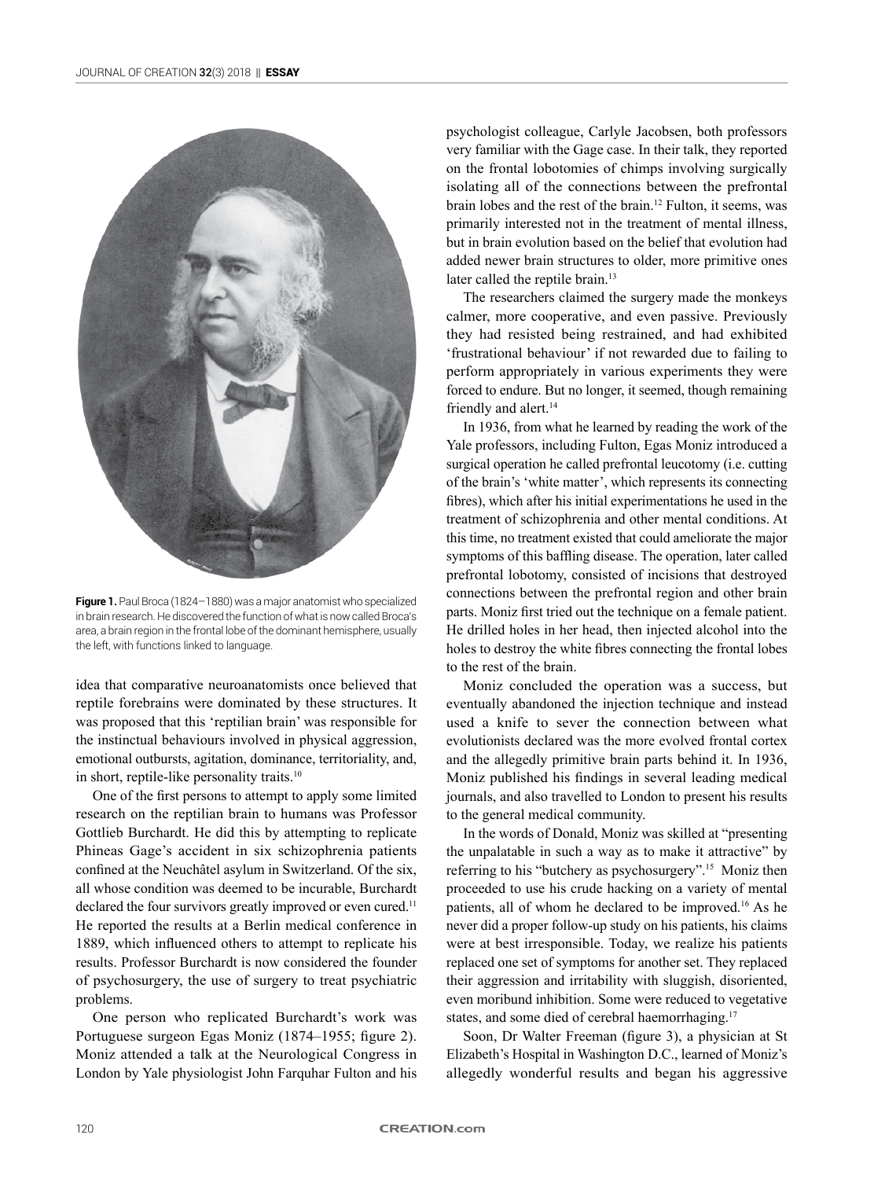**Figure 1.** Paul Broca (1824–1880) was a major anatomist who specialized in brain research. He discovered the function of what is now called Broca's area, a brain region in the frontal lobe of the dominant hemisphere, usually the left, with functions linked to language.

idea that comparative neuroanatomists once believed that reptile forebrains were dominated by these structures. It was proposed that this 'reptilian brain' was responsible for the instinctual behaviours involved in physical aggression, emotional outbursts, agitation, dominance, territoriality, and, in short, reptile-like personality traits.[10]

One of the first persons to attempt to apply some limited research on the reptilian brain to humans was Professor Gottlieb Burchardt. He did this by attempting to replicate Phineas Gage's accident in six schizophrenia patients confined at the Neuchâtel asylum in Switzerland. Of the six, all whose condition was deemed to be incurable, Burchardt declared the four survivors greatly improved or even cured.[11] He reported the results at a Berlin medical conference in 1889, which influenced others to attempt to replicate his results. Professor Burchardt is now considered the founder of psychosurgery, the use of surgery to treat psychiatric problems.

One person who replicated Burchardt's work was Portuguese surgeon Egas Moniz (1874–1955; figure 2). Moniz attended a talk at the Neurological Congress in London by Yale physiologist John Farquhar Fulton and his psychologist colleague, Carlyle Jacobsen, both professors very familiar with the Gage case. In their talk, they reported on the frontal lobotomies of chimps involving surgically isolating all of the connections between the prefrontal brain lobes and the rest of the brain.[12] Fulton, it seems, was primarily interested not in the treatment of mental illness, but in brain evolution based on the belief that evolution had added newer brain structures to older, more primitive ones later called the reptile brain.[13]

The researchers claimed the surgery made the monkeys calmer, more cooperative, and even passive. Previously they had resisted being restrained, and had exhibited 'frustrational behaviour' if not rewarded due to failing to perform appropriately in various experiments they were forced to endure. But no longer, it seemed, though remaining friendly and alert.[14]

In 1936, from what he learned by reading the work of the Yale professors, including Fulton, Egas Moniz introduced a surgical operation he called prefrontal leucotomy (i.e. cutting of the brain's 'white matter', which represents its connecting fibres), which after his initial experimentations he used in the treatment of schizophrenia and other mental conditions. At this time, no treatment existed that could ameliorate the major symptoms of this baffling disease. The operation, later called prefrontal lobotomy, consisted of incisions that destroyed connections between the prefrontal region and other brain parts. Moniz first tried out the technique on a female patient. He drilled holes in her head, then injected alcohol into the holes to destroy the white fibres connecting the frontal lobes to the rest of the brain.

Moniz concluded the operation was a success, but eventually abandoned the injection technique and instead used a knife to sever the connection between what evolutionists declared was the more evolved frontal cortex and the allegedly primitive brain parts behind it. In 1936, Moniz published his findings in several leading medical journals, and also travelled to London to present his results to the general medical community.

In the words of Donald, Moniz was skilled at "presenting the unpalatable in such a way as to make it attractive" by referring to his "butchery as psychosurgery".[15] Moniz then proceeded to use his crude hacking on a variety of mental patients, all of whom he declared to be improved.[16] As he never did a proper follow-up study on his patients, his claims were at best irresponsible. Today, we realize his patients replaced one set of symptoms for another set. They replaced their aggression and irritability with sluggish, disoriented, even moribund inhibition. Some were reduced to vegetative states, and some died of cerebral haemorrhaging.[17]

Soon, Dr Walter Freeman (figure 3), a physician at St Elizabeth's Hospital in Washington D.C., learned of Moniz's allegedly wonderful results and began his aggressive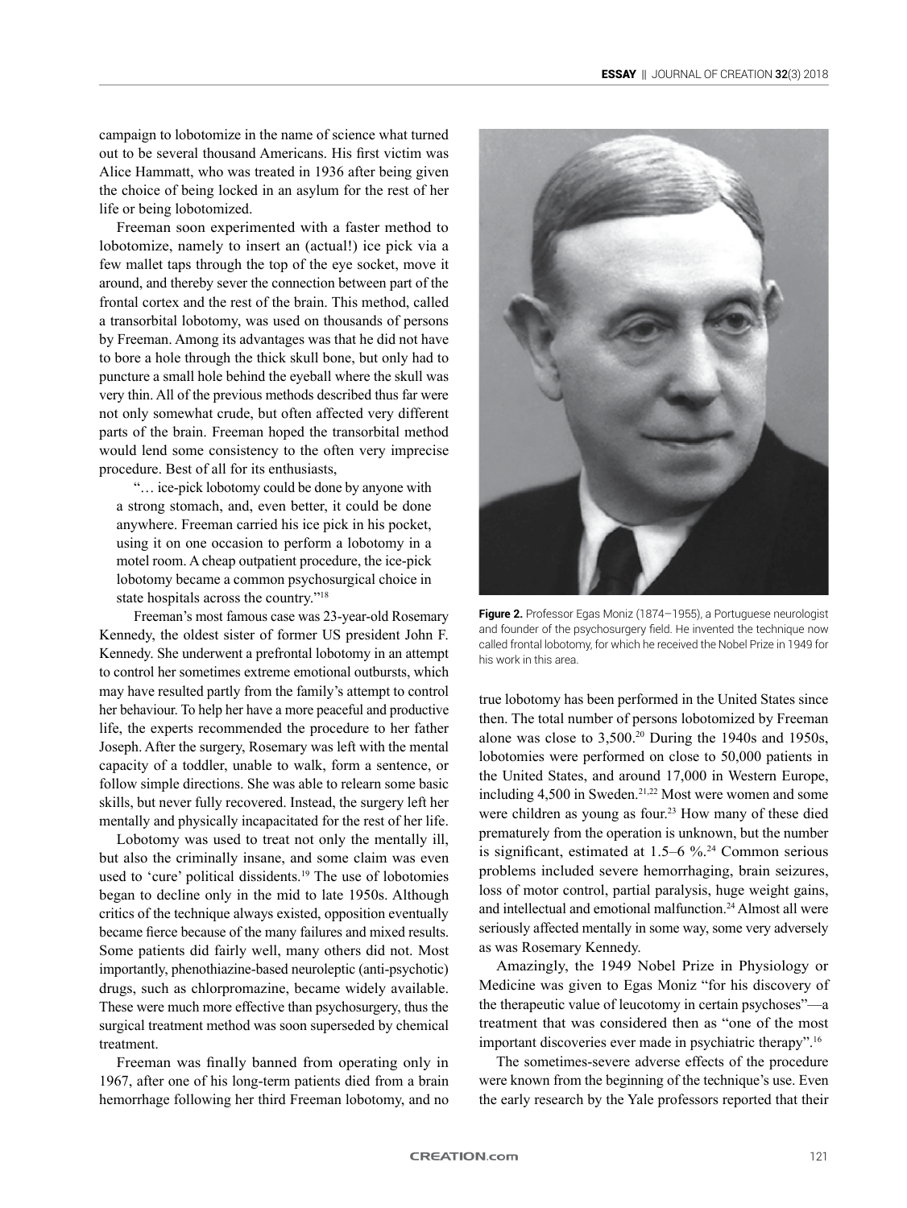campaign to lobotomize in the name of science what turned out to be several thousand Americans. His first victim was Alice Hammatt, who was treated in 1936 after being given the choice of being locked in an asylum for the rest of her life or being lobotomized.

Freeman soon experimented with a faster method to lobotomize, namely to insert an (actual!) ice pick via a few mallet taps through the top of the eye socket, move it around, and thereby sever the connection between part of the frontal cortex and the rest of the brain. This method, called a transorbital lobotomy, was used on thousands of persons by Freeman. Among its advantages was that he did not have to bore a hole through the thick skull bone, but only had to puncture a small hole behind the eyeball where the skull was very thin. All of the previous methods described thus far were not only somewhat crude, but often affected very different parts of the brain. Freeman hoped the transorbital method would lend some consistency to the often very imprecise procedure. Best of all for its enthusiasts,

> "… ice-pick lobotomy could be done by anyone with a strong stomach, and, even better, it could be done anywhere. Freeman carried his ice pick in his pocket, using it on one occasion to perform a lobotomy in a motel room. A cheap outpatient procedure, the ice-pick lobotomy became a common psychosurgical choice in state hospitals across the country."[18]

Freeman's most famous case was 23-year-old Rosemary Kennedy, the oldest sister of former US president John F. Kennedy. She underwent a prefrontal lobotomy in an attempt to control her sometimes extreme emotional outbursts, which may have resulted partly from the family's attempt to control her behaviour. To help her have a more peaceful and productive life, the experts recommended the procedure to her father Joseph. After the surgery, Rosemary was left with the mental capacity of a toddler, unable to walk, form a sentence, or follow simple directions. She was able to relearn some basic skills, but never fully recovered. Instead, the surgery left her mentally and physically incapacitated for the rest of her life.

Lobotomy was used to treat not only the mentally ill, but also the criminally insane, and some claim was even used to 'cure' political dissidents.[19] The use of lobotomies began to decline only in the mid to late 1950s. Although critics of the technique always existed, opposition eventually became fierce because of the many failures and mixed results. Some patients did fairly well, many others did not. Most importantly, phenothiazine-based neuroleptic (anti-psychotic) drugs, such as chlorpromazine, became widely available. These were much more effective than psychosurgery, thus the surgical treatment method was soon superseded by chemical treatment.

Freeman was finally banned from operating only in 1967, after one of his long-term patients died from a brain hemorrhage following her third Freeman lobotomy, and no true lobotomy has been performed in the United States since then. The total number of persons lobotomized by Freeman alone was close to 3,500.[20] During the 1940s and 1950s, lobotomies were performed on close to 50,000 patients in the United States, and around 17,000 in Western Europe, including 4,500 in Sweden.[21,22] Most were women and some were children as young as four.[23] How many of these died prematurely from the operation is unknown, but the number is significant, estimated at 1.5–6 %.[24] Common serious problems included severe hemorrhaging, brain seizures, loss of motor control, partial paralysis, huge weight gains, and intellectual and emotional malfunction.[24] Almost all were seriously affected mentally in some way, some very adversely as was Rosemary Kennedy.

**Figure 2.** Professor Egas Moniz (1874–1955), a Portuguese neurologist and founder of the psychosurgery field. He invented the technique now called frontal lobotomy, for which he received the Nobel Prize in 1949 for his work in this area.

Amazingly, the 1949 Nobel Prize in Physiology or Medicine was given to Egas Moniz "for his discovery of the therapeutic value of leucotomy in certain psychoses"—a treatment that was considered then as "one of the most important discoveries ever made in psychiatric therapy".[16]

The sometimes-severe adverse effects of the procedure were known from the beginning of the technique's use. Even the early research by the Yale professors reported that their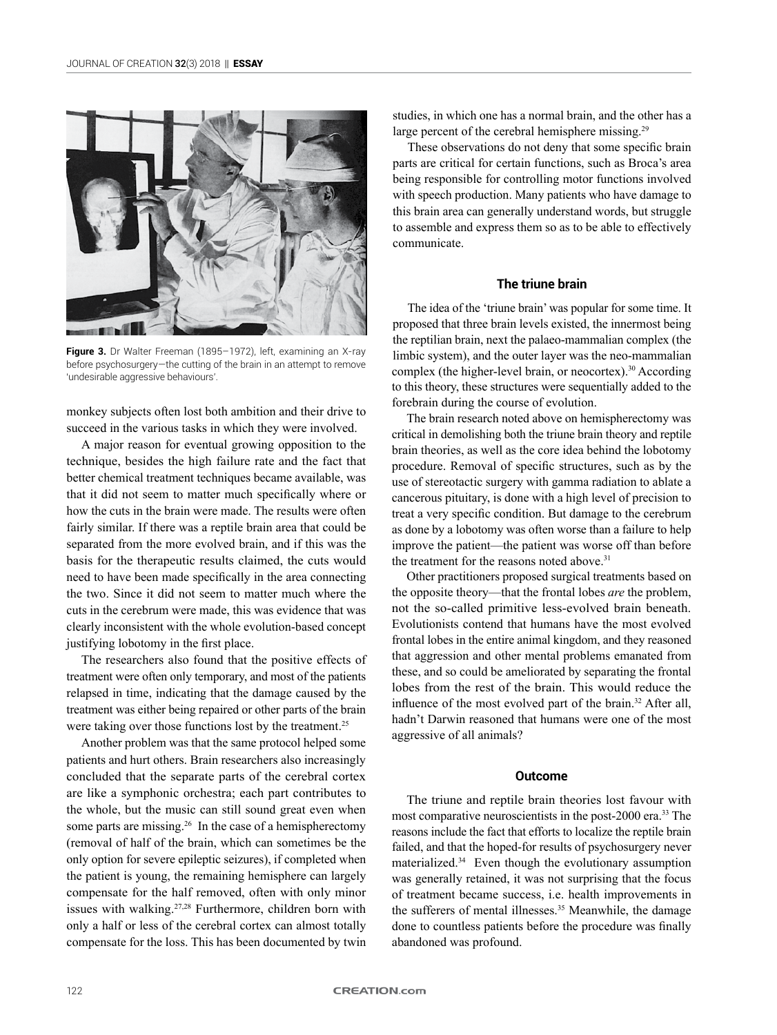Figure 3. Dr Walter Freeman (1895–1972), left, examining an X-ray before psychosurgery—the cutting of the brain in an attempt to remove 'undesirable aggressive behaviours'.

monkey subjects often lost both ambition and their drive to succeed in the various tasks in which they were involved.

A major reason for eventual growing opposition to the technique, besides the high failure rate and the fact that better chemical treatment techniques became available, was that it did not seem to matter much specifically where or how the cuts in the brain were made. The results were often fairly similar. If there was a reptile brain area that could be separated from the more evolved brain, and if this was the basis for the therapeutic results claimed, the cuts would need to have been made specifically in the area connecting the two. Since it did not seem to matter much where the cuts in the cerebrum were made, this was evidence that was clearly inconsistent with the whole evolution-based concept justifying lobotomy in the first place.

The researchers also found that the positive effects of treatment were often only temporary, and most of the patients relapsed in time, indicating that the damage caused by the treatment was either being repaired or other parts of the brain were taking over those functions lost by the treatment.[25]

Another problem was that the same protocol helped some patients and hurt others. Brain researchers also increasingly concluded that the separate parts of the cerebral cortex are like a symphonic orchestra; each part contributes to the whole, but the music can still sound great even when some parts are missing.[26] In the case of a hemispherectomy (removal of half of the brain, which can sometimes be the only option for severe epileptic seizures), if completed when the patient is young, the remaining hemisphere can largely compensate for the half removed, often with only minor issues with walking.[27,28] Furthermore, children born with only a half or less of the cerebral cortex can almost totally compensate for the loss. This has been documented by twin studies, in which one has a normal brain, and the other has a large percent of the cerebral hemisphere missing.[29]

These observations do not deny that some specific brain parts are critical for certain functions, such as Broca's area being responsible for controlling motor functions involved with speech production. Many patients who have damage to this brain area can generally understand words, but struggle to assemble and express them so as to be able to effectively communicate.

## The triune brain

The idea of the 'triune brain' was popular for some time. It proposed that three brain levels existed, the innermost being the reptilian brain, next the palaeo-mammalian complex (the limbic system), and the outer layer was the neo-mammalian complex (the higher-level brain, or neocortex).[30] According to this theory, these structures were sequentially added to the forebrain during the course of evolution.

The brain research noted above on hemispherectomy was critical in demolishing both the triune brain theory and reptile brain theories, as well as the core idea behind the lobotomy procedure. Removal of specific structures, such as by the use of stereotactic surgery with gamma radiation to ablate a cancerous pituitary, is done with a high level of precision to treat a very specific condition. But damage to the cerebrum as done by a lobotomy was often worse than a failure to help improve the patient—the patient was worse off than before the treatment for the reasons noted above.[31]

Other practitioners proposed surgical treatments based on the opposite theory—that the frontal lobes *are* the problem, not the so-called primitive less-evolved brain beneath. Evolutionists contend that humans have the most evolved frontal lobes in the entire animal kingdom, and they reasoned that aggression and other mental problems emanated from these, and so could be ameliorated by separating the frontal lobes from the rest of the brain. This would reduce the influence of the most evolved part of the brain.[32] After all, hadn't Darwin reasoned that humans were one of the most aggressive of all animals?

## Outcome

The triune and reptile brain theories lost favour with most comparative neuroscientists in the post-2000 era.[33] The reasons include the fact that efforts to localize the reptile brain failed, and that the hoped-for results of psychosurgery never materialized.[34] Even though the evolutionary assumption was generally retained, it was not surprising that the focus of treatment became success, i.e. health improvements in the sufferers of mental illnesses.[35] Meanwhile, the damage done to countless patients before the procedure was finally abandoned was profound.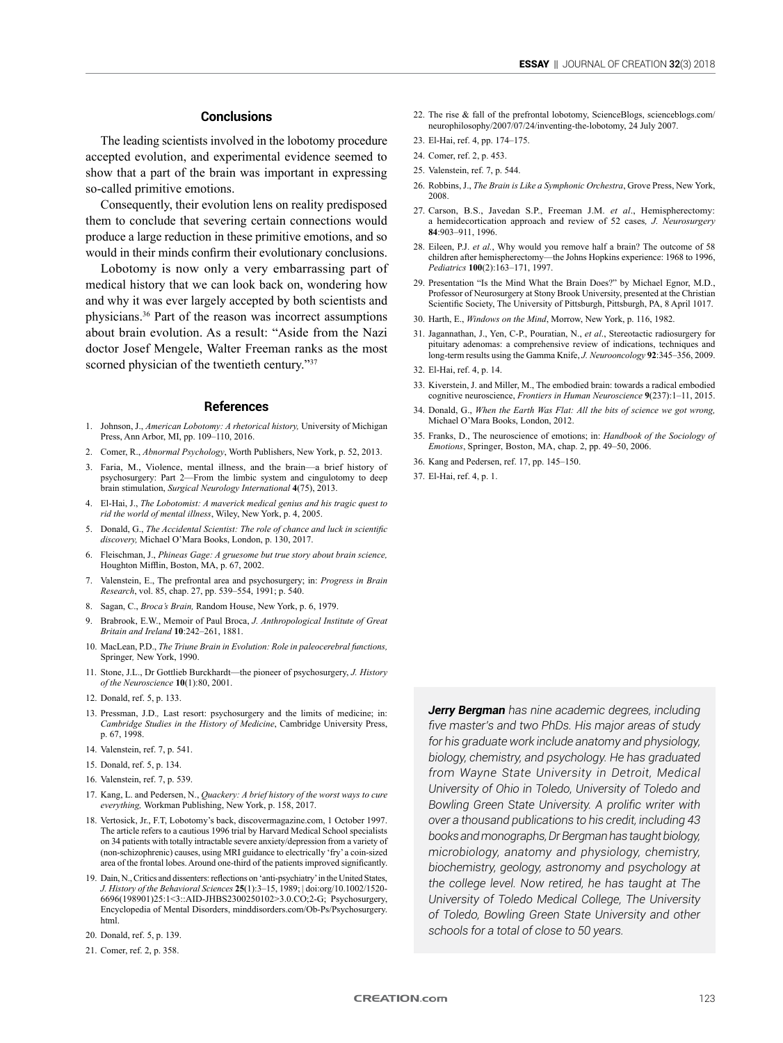## Conclusions

The leading scientists involved in the lobotomy procedure accepted evolution, and experimental evidence seemed to show that a part of the brain was important in expressing so-called primitive emotions.

Consequently, their evolution lens on reality predisposed them to conclude that severing certain connections would produce a large reduction in these primitive emotions, and so would in their minds confirm their evolutionary conclusions.

Lobotomy is now only a very embarrassing part of medical history that we can look back on, wondering how and why it was ever largely accepted by both scientists and physicians.[36] Part of the reason was incorrect assumptions about brain evolution. As a result: "Aside from the Nazi doctor Josef Mengele, Walter Freeman ranks as the most scorned physician of the twentieth century."[37]

## References

1. Johnson, J., *American Lobotomy: A rhetorical history,* University of Michigan Press, Ann Arbor, MI, pp. 109–110, 2016.
2. Comer, R., *Abnormal Psychology*, Worth Publishers, New York, p. 52, 2013.
3. Faria, M., Violence, mental illness, and the brain—a brief history of psychosurgery: Part 2—From the limbic system and cingulotomy to deep brain stimulation, *Surgical Neurology International* **4**(75), 2013.
4. El-Hai, J., *The Lobotomist: A maverick medical genius and his tragic quest to rid the world of mental illness*, Wiley, New York, p. 4, 2005.
5. Donald, G., *The Accidental Scientist: The role of chance and luck in scientific discovery,* Michael O'Mara Books, London, p. 130, 2017.
6. Fleischman, J., *Phineas Gage: A gruesome but true story about brain science,* Houghton Mifflin, Boston, MA, p. 67, 2002.
7. Valenstein, E., The prefrontal area and psychosurgery; in: *Progress in Brain Research*, vol. 85, chap. 27, pp. 539–554, 1991; p. 540.
8. Sagan, C., *Broca's Brain,* Random House, New York, p. 6, 1979.
9. Brabrook, E.W., Memoir of Paul Broca, *J. Anthropological Institute of Great Britain and Ireland* **10**:242–261, 1881.
10. MacLean, P.D., *The Triune Brain in Evolution: Role in paleocerebral functions,* Springer*,* New York, 1990.
11. Stone, J.L., Dr Gottlieb Burckhardt—the pioneer of psychosurgery, *J. History of the Neuroscience* **10**(1):80, 2001.
12. Donald, ref. 5, p. 133.
13. Pressman, J.D.*,* Last resort: psychosurgery and the limits of medicine; in: *Cambridge Studies in the History of Medicine*, Cambridge University Press, p. 67, 1998.
14. Valenstein, ref. 7, p. 541.
15. Donald, ref. 5, p. 134.
16. Valenstein, ref. 7, p. 539.
17. Kang, L. and Pedersen, N., *Quackery: A brief history of the worst ways to cure everything,* Workman Publishing, New York, p. 158, 2017.
18. Vertosick, Jr., F.T, Lobotomy's back, discovermagazine.com, 1 October 1997. The article refers to a cautious 1996 trial by Harvard Medical School specialists on 34 patients with totally intractable severe anxiety/depression from a variety of (non-schizophrenic) causes, using MRI guidance to electrically 'fry' a coin-sized area of the frontal lobes. Around one-third of the patients improved significantly.
19. Dain, N., Critics and dissenters: reflections on 'anti-psychiatry' in the United States, *J. History of the Behavioral Sciences* **25**(1):3–15, 1989; | doi:org/10.1002/1520-6696(198901)25:1<3::AID-JHBS2300250102>3.0.CO;2-G; Psychosurgery, Encyclopedia of Mental Disorders, minddisorders.com/Ob-Ps/Psychosurgery.html.
20. Donald, ref. 5, p. 139.
21. Comer, ref. 2, p. 358.
22. The rise & fall of the prefrontal lobotomy, ScienceBlogs, scienceblogs.com/neurophilosophy/2007/07/24/inventing-the-lobotomy, 24 July 2007.
23. El-Hai, ref. 4, pp. 174–175.
24. Comer, ref. 2, p. 453.
25. Valenstein, ref. 7, p. 544.
26. Robbins, J., *The Brain is Like a Symphonic Orchestra*, Grove Press, New York, 2008.
27. Carson, B.S., Javedan S.P., Freeman J.M. *et al*., Hemispherectomy: a hemidecortication approach and review of 52 cases*, J. Neurosurgery* **84**:903–911, 1996.
28. Eileen, P.J. *et al.*, Why would you remove half a brain? The outcome of 58 children after hemispherectomy—the Johns Hopkins experience: 1968 to 1996, *Pediatrics* **100**(2):163–171, 1997.
29. Presentation "Is the Mind What the Brain Does?" by Michael Egnor, M.D., Professor of Neurosurgery at Stony Brook University, presented at the Christian Scientific Society, The University of Pittsburgh, Pittsburgh, PA, 8 April 1017.
30. Harth, E., *Windows on the Mind*, Morrow, New York, p. 116, 1982.
31. Jagannathan, J., Yen, C-P., Pouratian, N., *et al*., Stereotactic radiosurgery for pituitary adenomas: a comprehensive review of indications, techniques and long-term results using the Gamma Knife, *J. Neurooncology* **92**:345–356, 2009.
32. El-Hai, ref. 4, p. 14.
33. Kiverstein, J. and Miller, M., The embodied brain: towards a radical embodied cognitive neuroscience, *Frontiers in Human Neuroscience* **9**(237):1–11, 2015.
34. Donald, G., *When the Earth Was Flat: All the bits of science we got wrong,* Michael O'Mara Books, London, 2012.
35. Franks, D., The neuroscience of emotions; in: *Handbook of the Sociology of Emotions*, Springer, Boston, MA, chap. 2, pp. 49–50, 2006.
36. Kang and Pedersen, ref. 17, pp. 145–150.
37. El-Hai, ref. 4, p. 1.

***Jerry Bergman*** *has nine academic degrees, including five master's and two PhDs. His major areas of study for his graduate work include anatomy and physiology, biology, chemistry, and psychology. He has graduated from Wayne State University in Detroit, Medical University of Ohio in Toledo, University of Toledo and Bowling Green State University. A prolific writer with over a thousand publications to his credit, including 43 books and monographs, Dr Bergman has taught biology, microbiology, anatomy and physiology, chemistry, biochemistry, geology, astronomy and psychology at the college level. Now retired, he has taught at The University of Toledo Medical College, The University of Toledo, Bowling Green State University and other schools for a total of close to 50 years.*